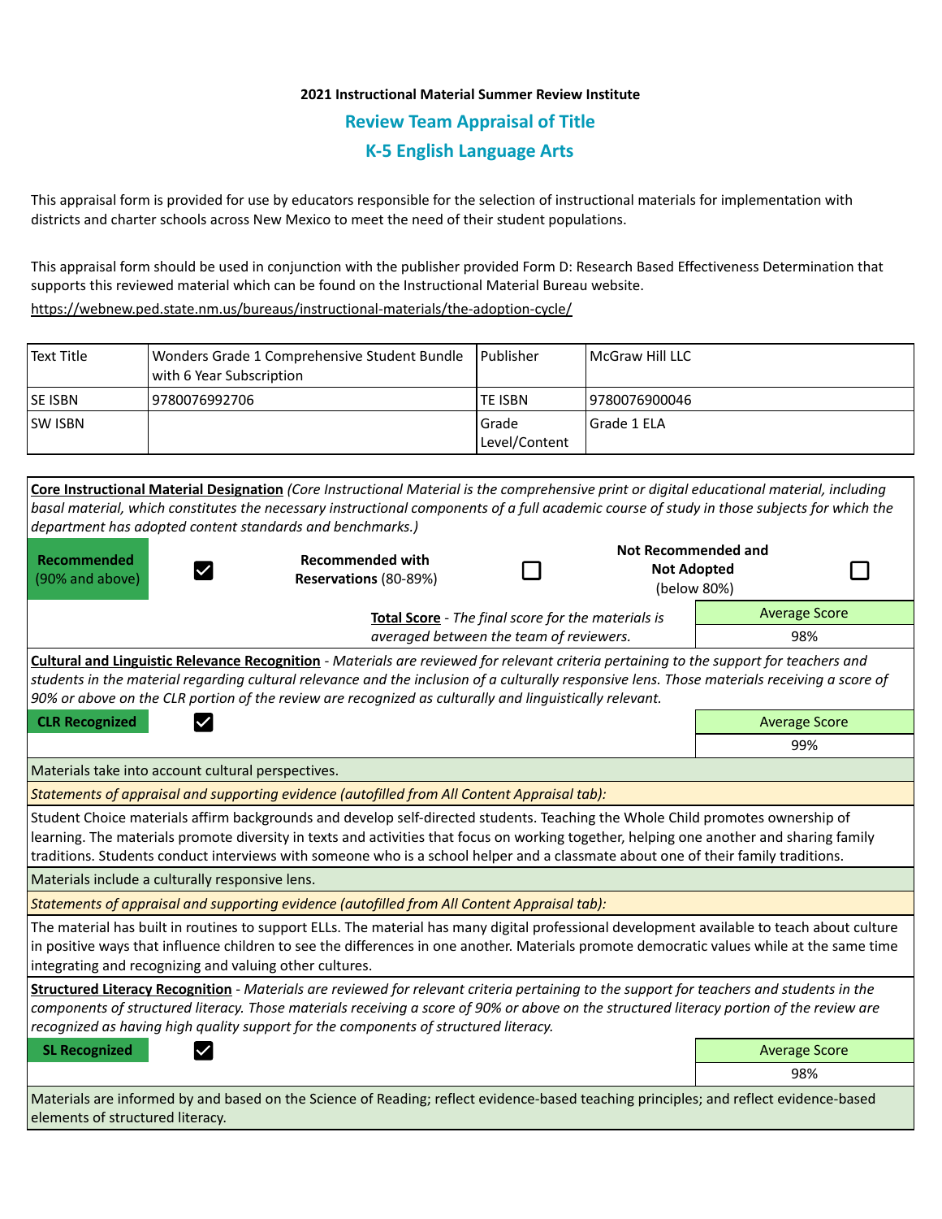**2021 Instructional Material Summer Review Institute**

## Review Team Appraisal of Title

## K-5 English Language Arts

This appraisal form is provided for use by educators responsible for the selection of instructional materials for implementation with districts and charter schools across New Mexico to meet the need of their student populations.

This appraisal form should be used in conjunction with the publisher provided Form D: Research Based Effectiveness Determination that supports this reviewed material which can be found on the Instructional Material Bureau website.

https://webnew.ped.state.nm.us/bureaus/instructional-materials/the-adoption-cycle/

| Text Title | Wonders Grade 1 Comprehensive Student Bundle with 6 Year Subscription | Publisher | McGraw Hill LLC |
|---|---|---|---|
| SE ISBN | 9780076992706 | TE ISBN | 9780076900046 |
| SW ISBN | | Grade Level/Content | Grade 1 ELA |

**Core Instructional Material Designation** *(Core Instructional Material is the comprehensive print or digital educational material, including basal material, which constitutes the necessary instructional components of a full academic course of study in those subjects for which the department has adopted content standards and benchmarks.)*

| **Recommended** (90% and above) | ☑ | **Recommended with Reservations** (80-89%) | ☐ | **Not Recommended and Not Adopted** (below 80%) | ☐ |
|---|---|---|---|---|---|

**Total Score** - *The final score for the materials is averaged between the team of reviewers.*

| Average Score |
|---|
| 98% |

**Cultural and Linguistic Relevance Recognition** - *Materials are reviewed for relevant criteria pertaining to the support for teachers and students in the material regarding cultural relevance and the inclusion of a culturally responsive lens. Those materials receiving a score of 90% or above on the CLR portion of the review are recognized as culturally and linguistically relevant.*

**CLR Recognized** ☑

| Average Score |
|---|
| 99% |

Materials take into account cultural perspectives.

*Statements of appraisal and supporting evidence (autofilled from All Content Appraisal tab):*

Student Choice materials affirm backgrounds and develop self-directed students. Teaching the Whole Child promotes ownership of learning. The materials promote diversity in texts and activities that focus on working together, helping one another and sharing family traditions. Students conduct interviews with someone who is a school helper and a classmate about one of their family traditions.

Materials include a culturally responsive lens.

*Statements of appraisal and supporting evidence (autofilled from All Content Appraisal tab):*

The material has built in routines to support ELLs. The material has many digital professional development available to teach about culture in positive ways that influence children to see the differences in one another. Materials promote democratic values while at the same time integrating and recognizing and valuing other cultures.

**Structured Literacy Recognition** - *Materials are reviewed for relevant criteria pertaining to the support for teachers and students in the components of structured literacy. Those materials receiving a score of 90% or above on the structured literacy portion of the review are recognized as having high quality support for the components of structured literacy.*

**SL Recognized** ☑

| Average Score |
|---|
| 98% |

Materials are informed by and based on the Science of Reading; reflect evidence-based teaching principles; and reflect evidence-based elements of structured literacy.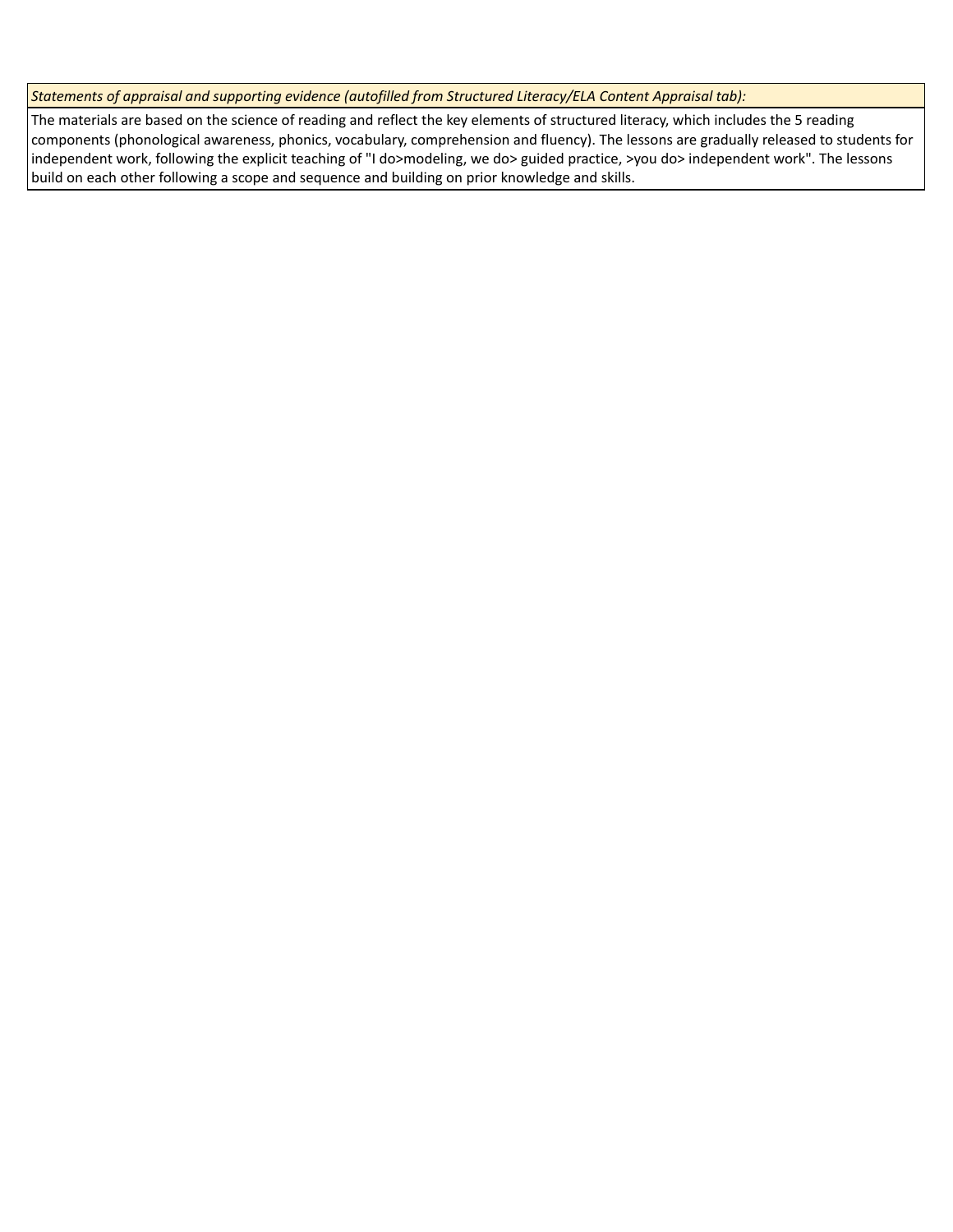*Statements of appraisal and supporting evidence (autofilled from Structured Literacy/ELA Content Appraisal tab):*

The materials are based on the science of reading and reflect the key elements of structured literacy, which includes the 5 reading components (phonological awareness, phonics, vocabulary, comprehension and fluency). The lessons are gradually released to students for independent work, following the explicit teaching of "I do>modeling, we do> guided practice, >you do> independent work". The lessons build on each other following a scope and sequence and building on prior knowledge and skills.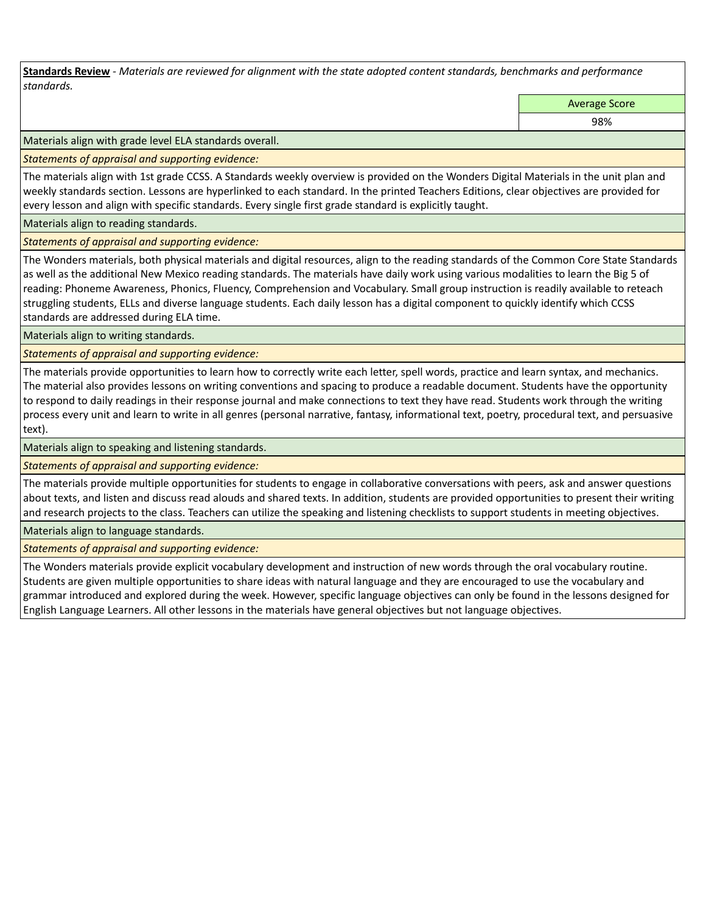**Standards Review** - *Materials are reviewed for alignment with the state adopted content standards, benchmarks and performance standards.*

| Average Score |
| --- |
| 98% |

Materials align with grade level ELA standards overall.

*Statements of appraisal and supporting evidence:*

The materials align with 1st grade CCSS. A Standards weekly overview is provided on the Wonders Digital Materials in the unit plan and weekly standards section. Lessons are hyperlinked to each standard. In the printed Teachers Editions, clear objectives are provided for every lesson and align with specific standards. Every single first grade standard is explicitly taught.

Materials align to reading standards.

*Statements of appraisal and supporting evidence:*

The Wonders materials, both physical materials and digital resources, align to the reading standards of the Common Core State Standards as well as the additional New Mexico reading standards. The materials have daily work using various modalities to learn the Big 5 of reading: Phoneme Awareness, Phonics, Fluency, Comprehension and Vocabulary. Small group instruction is readily available to reteach struggling students, ELLs and diverse language students. Each daily lesson has a digital component to quickly identify which CCSS standards are addressed during ELA time.

Materials align to writing standards.

*Statements of appraisal and supporting evidence:*

The materials provide opportunities to learn how to correctly write each letter, spell words, practice and learn syntax, and mechanics. The material also provides lessons on writing conventions and spacing to produce a readable document. Students have the opportunity to respond to daily readings in their response journal and make connections to text they have read. Students work through the writing process every unit and learn to write in all genres (personal narrative, fantasy, informational text, poetry, procedural text, and persuasive text).

Materials align to speaking and listening standards.

*Statements of appraisal and supporting evidence:*

The materials provide multiple opportunities for students to engage in collaborative conversations with peers, ask and answer questions about texts, and listen and discuss read alouds and shared texts. In addition, students are provided opportunities to present their writing and research projects to the class. Teachers can utilize the speaking and listening checklists to support students in meeting objectives.

Materials align to language standards.

*Statements of appraisal and supporting evidence:*

The Wonders materials provide explicit vocabulary development and instruction of new words through the oral vocabulary routine. Students are given multiple opportunities to share ideas with natural language and they are encouraged to use the vocabulary and grammar introduced and explored during the week. However, specific language objectives can only be found in the lessons designed for English Language Learners. All other lessons in the materials have general objectives but not language objectives.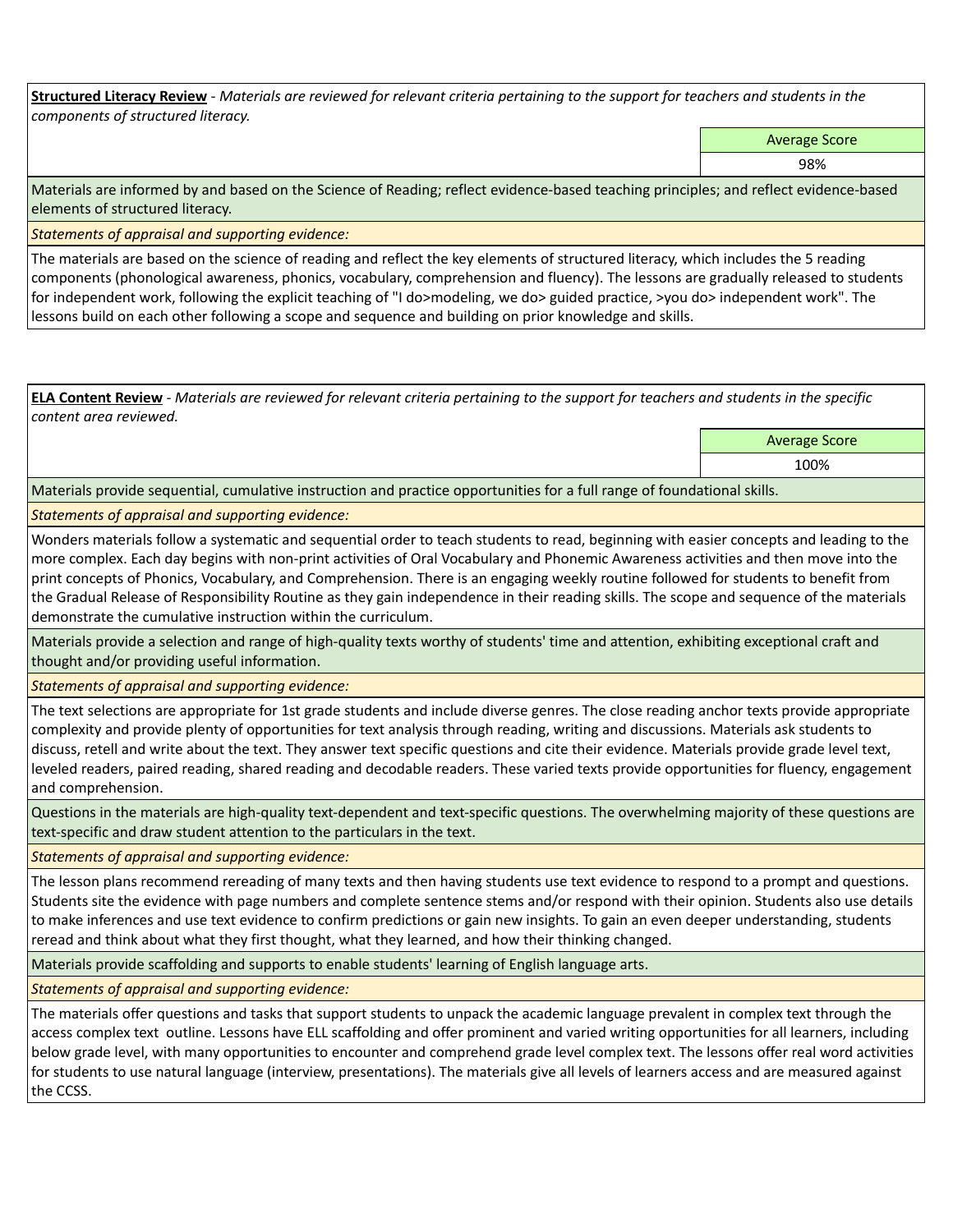**Structured Literacy Review** - *Materials are reviewed for relevant criteria pertaining to the support for teachers and students in the components of structured literacy.*

| Average Score |
| --- |
| 98% |

Materials are informed by and based on the Science of Reading; reflect evidence-based teaching principles; and reflect evidence-based elements of structured literacy.

*Statements of appraisal and supporting evidence:*

The materials are based on the science of reading and reflect the key elements of structured literacy, which includes the 5 reading components (phonological awareness, phonics, vocabulary, comprehension and fluency). The lessons are gradually released to students for independent work, following the explicit teaching of "I do>modeling, we do> guided practice, >you do> independent work". The lessons build on each other following a scope and sequence and building on prior knowledge and skills.

**ELA Content Review** - *Materials are reviewed for relevant criteria pertaining to the support for teachers and students in the specific content area reviewed.*

| Average Score |
| --- |
| 100% |

Materials provide sequential, cumulative instruction and practice opportunities for a full range of foundational skills.

*Statements of appraisal and supporting evidence:*

Wonders materials follow a systematic and sequential order to teach students to read, beginning with easier concepts and leading to the more complex. Each day begins with non-print activities of Oral Vocabulary and Phonemic Awareness activities and then move into the print concepts of Phonics, Vocabulary, and Comprehension. There is an engaging weekly routine followed for students to benefit from the Gradual Release of Responsibility Routine as they gain independence in their reading skills. The scope and sequence of the materials demonstrate the cumulative instruction within the curriculum.

Materials provide a selection and range of high-quality texts worthy of students' time and attention, exhibiting exceptional craft and thought and/or providing useful information.

*Statements of appraisal and supporting evidence:*

The text selections are appropriate for 1st grade students and include diverse genres. The close reading anchor texts provide appropriate complexity and provide plenty of opportunities for text analysis through reading, writing and discussions. Materials ask students to discuss, retell and write about the text. They answer text specific questions and cite their evidence. Materials provide grade level text, leveled readers, paired reading, shared reading and decodable readers. These varied texts provide opportunities for fluency, engagement and comprehension.

Questions in the materials are high-quality text-dependent and text-specific questions. The overwhelming majority of these questions are text-specific and draw student attention to the particulars in the text.

*Statements of appraisal and supporting evidence:*

The lesson plans recommend rereading of many texts and then having students use text evidence to respond to a prompt and questions. Students site the evidence with page numbers and complete sentence stems and/or respond with their opinion. Students also use details to make inferences and use text evidence to confirm predictions or gain new insights. To gain an even deeper understanding, students reread and think about what they first thought, what they learned, and how their thinking changed.

Materials provide scaffolding and supports to enable students' learning of English language arts.

*Statements of appraisal and supporting evidence:*

The materials offer questions and tasks that support students to unpack the academic language prevalent in complex text through the access complex text outline. Lessons have ELL scaffolding and offer prominent and varied writing opportunities for all learners, including below grade level, with many opportunities to encounter and comprehend grade level complex text. The lessons offer real word activities for students to use natural language (interview, presentations). The materials give all levels of learners access and are measured against the CCSS.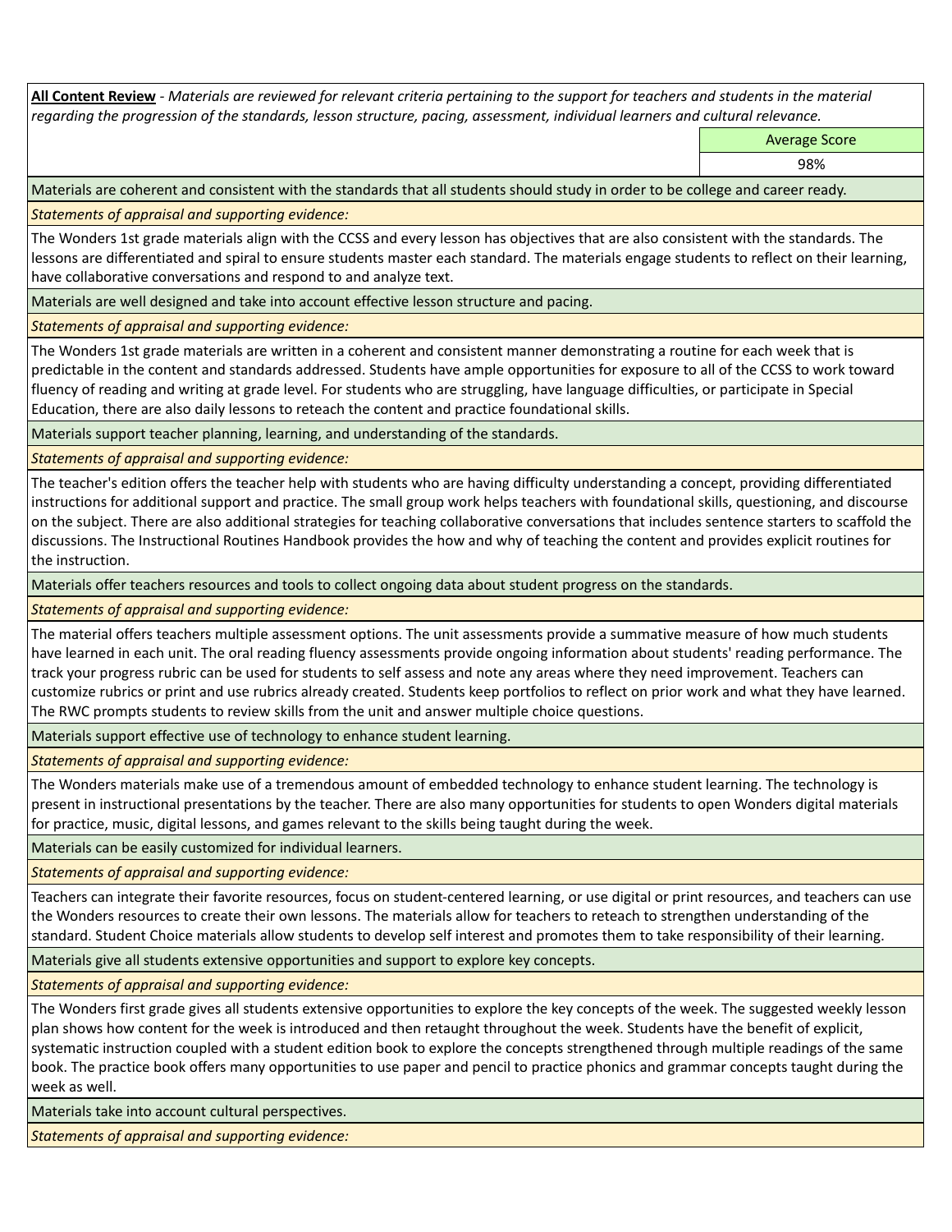**All Content Review** - *Materials are reviewed for relevant criteria pertaining to the support for teachers and students in the material regarding the progression of the standards, lesson structure, pacing, assessment, individual learners and cultural relevance.*

| | Average Score |
|---|---|
| | 98% |

Materials are coherent and consistent with the standards that all students should study in order to be college and career ready.

*Statements of appraisal and supporting evidence:*

The Wonders 1st grade materials align with the CCSS and every lesson has objectives that are also consistent with the standards. The lessons are differentiated and spiral to ensure students master each standard. The materials engage students to reflect on their learning, have collaborative conversations and respond to and analyze text.

Materials are well designed and take into account effective lesson structure and pacing.

*Statements of appraisal and supporting evidence:*

The Wonders 1st grade materials are written in a coherent and consistent manner demonstrating a routine for each week that is predictable in the content and standards addressed. Students have ample opportunities for exposure to all of the CCSS to work toward fluency of reading and writing at grade level. For students who are struggling, have language difficulties, or participate in Special Education, there are also daily lessons to reteach the content and practice foundational skills.

Materials support teacher planning, learning, and understanding of the standards.

*Statements of appraisal and supporting evidence:*

The teacher's edition offers the teacher help with students who are having difficulty understanding a concept, providing differentiated instructions for additional support and practice. The small group work helps teachers with foundational skills, questioning, and discourse on the subject. There are also additional strategies for teaching collaborative conversations that includes sentence starters to scaffold the discussions. The Instructional Routines Handbook provides the how and why of teaching the content and provides explicit routines for the instruction.

Materials offer teachers resources and tools to collect ongoing data about student progress on the standards.

*Statements of appraisal and supporting evidence:*

The material offers teachers multiple assessment options. The unit assessments provide a summative measure of how much students have learned in each unit. The oral reading fluency assessments provide ongoing information about students' reading performance. The track your progress rubric can be used for students to self assess and note any areas where they need improvement. Teachers can customize rubrics or print and use rubrics already created. Students keep portfolios to reflect on prior work and what they have learned. The RWC prompts students to review skills from the unit and answer multiple choice questions.

Materials support effective use of technology to enhance student learning.

*Statements of appraisal and supporting evidence:*

The Wonders materials make use of a tremendous amount of embedded technology to enhance student learning. The technology is present in instructional presentations by the teacher. There are also many opportunities for students to open Wonders digital materials for practice, music, digital lessons, and games relevant to the skills being taught during the week.

Materials can be easily customized for individual learners.

*Statements of appraisal and supporting evidence:*

Teachers can integrate their favorite resources, focus on student-centered learning, or use digital or print resources, and teachers can use the Wonders resources to create their own lessons. The materials allow for teachers to reteach to strengthen understanding of the standard. Student Choice materials allow students to develop self interest and promotes them to take responsibility of their learning.

Materials give all students extensive opportunities and support to explore key concepts.

*Statements of appraisal and supporting evidence:*

The Wonders first grade gives all students extensive opportunities to explore the key concepts of the week. The suggested weekly lesson plan shows how content for the week is introduced and then retaught throughout the week. Students have the benefit of explicit, systematic instruction coupled with a student edition book to explore the concepts strengthened through multiple readings of the same book. The practice book offers many opportunities to use paper and pencil to practice phonics and grammar concepts taught during the week as well.

Materials take into account cultural perspectives.

*Statements of appraisal and supporting evidence:*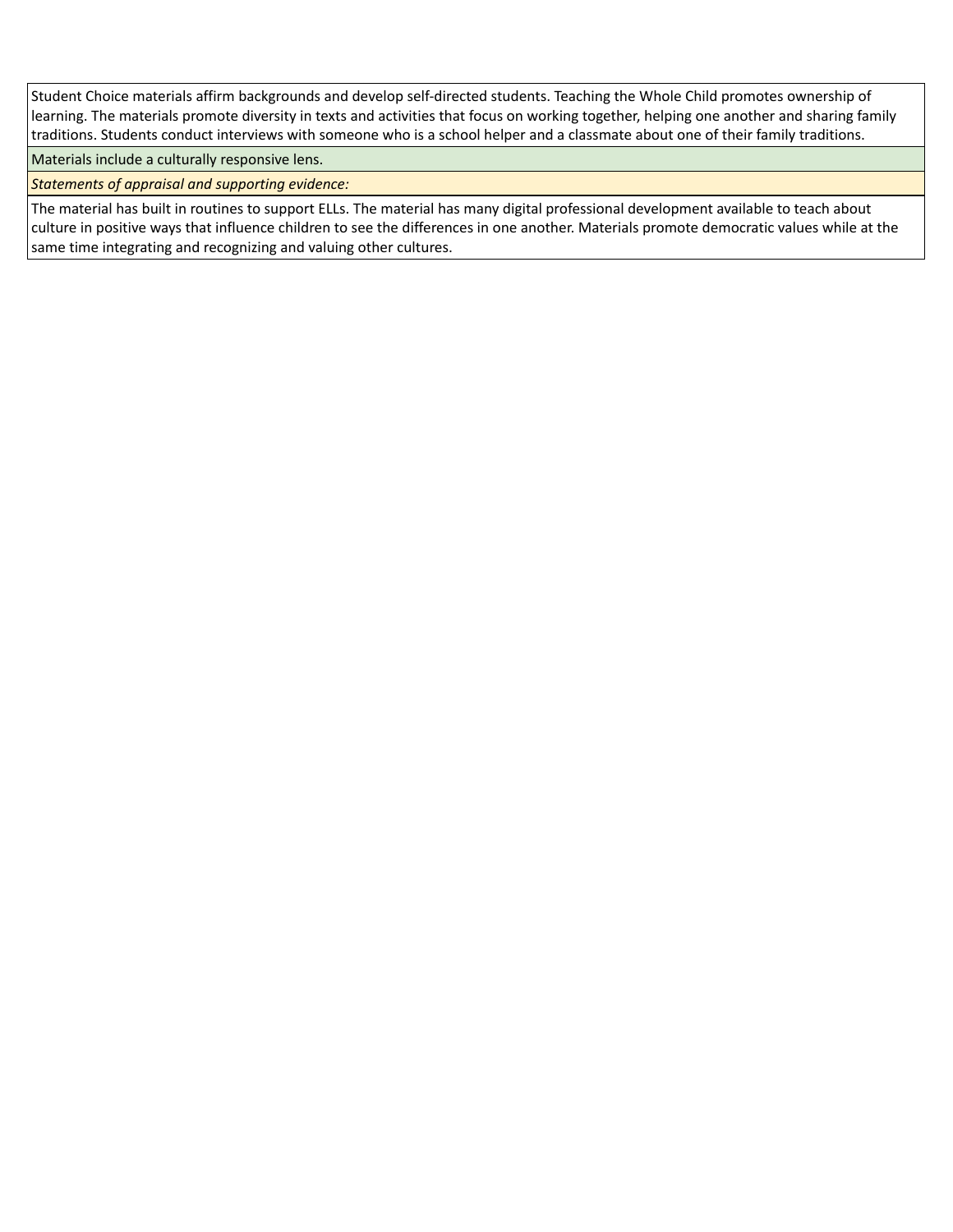Student Choice materials affirm backgrounds and develop self-directed students. Teaching the Whole Child promotes ownership of learning. The materials promote diversity in texts and activities that focus on working together, helping one another and sharing family traditions. Students conduct interviews with someone who is a school helper and a classmate about one of their family traditions.

Materials include a culturally responsive lens.

*Statements of appraisal and supporting evidence:*

The material has built in routines to support ELLs. The material has many digital professional development available to teach about culture in positive ways that influence children to see the differences in one another. Materials promote democratic values while at the same time integrating and recognizing and valuing other cultures.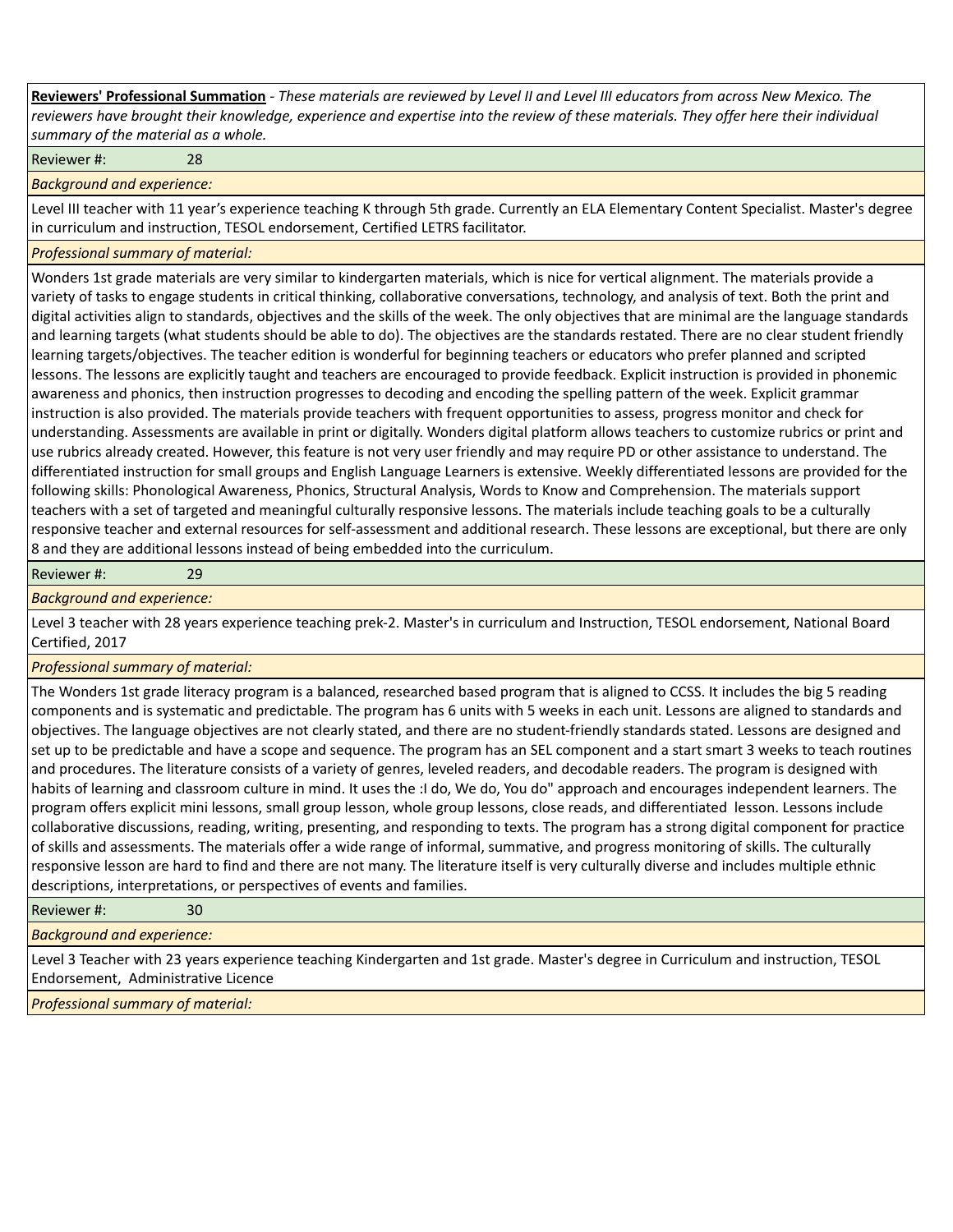**Reviewers' Professional Summation** - *These materials are reviewed by Level II and Level III educators from across New Mexico. The reviewers have brought their knowledge, experience and expertise into the review of these materials. They offer here their individual summary of the material as a whole.*

Reviewer #: 28

*Background and experience:*

Level III teacher with 11 year's experience teaching K through 5th grade. Currently an ELA Elementary Content Specialist. Master's degree in curriculum and instruction, TESOL endorsement, Certified LETRS facilitator.

*Professional summary of material:*

Wonders 1st grade materials are very similar to kindergarten materials, which is nice for vertical alignment. The materials provide a variety of tasks to engage students in critical thinking, collaborative conversations, technology, and analysis of text. Both the print and digital activities align to standards, objectives and the skills of the week. The only objectives that are minimal are the language standards and learning targets (what students should be able to do). The objectives are the standards restated. There are no clear student friendly learning targets/objectives. The teacher edition is wonderful for beginning teachers or educators who prefer planned and scripted lessons. The lessons are explicitly taught and teachers are encouraged to provide feedback. Explicit instruction is provided in phonemic awareness and phonics, then instruction progresses to decoding and encoding the spelling pattern of the week. Explicit grammar instruction is also provided. The materials provide teachers with frequent opportunities to assess, progress monitor and check for understanding. Assessments are available in print or digitally. Wonders digital platform allows teachers to customize rubrics or print and use rubrics already created. However, this feature is not very user friendly and may require PD or other assistance to understand. The differentiated instruction for small groups and English Language Learners is extensive. Weekly differentiated lessons are provided for the following skills: Phonological Awareness, Phonics, Structural Analysis, Words to Know and Comprehension. The materials support teachers with a set of targeted and meaningful culturally responsive lessons. The materials include teaching goals to be a culturally responsive teacher and external resources for self-assessment and additional research. These lessons are exceptional, but there are only 8 and they are additional lessons instead of being embedded into the curriculum.

Reviewer #: 29

*Background and experience:*

Level 3 teacher with 28 years experience teaching prek-2. Master's in curriculum and Instruction, TESOL endorsement, National Board Certified, 2017

*Professional summary of material:*

The Wonders 1st grade literacy program is a balanced, researched based program that is aligned to CCSS. It includes the big 5 reading components and is systematic and predictable. The program has 6 units with 5 weeks in each unit. Lessons are aligned to standards and objectives. The language objectives are not clearly stated, and there are no student-friendly standards stated. Lessons are designed and set up to be predictable and have a scope and sequence. The program has an SEL component and a start smart 3 weeks to teach routines and procedures. The literature consists of a variety of genres, leveled readers, and decodable readers. The program is designed with habits of learning and classroom culture in mind. It uses the :I do, We do, You do" approach and encourages independent learners. The program offers explicit mini lessons, small group lesson, whole group lessons, close reads, and differentiated lesson. Lessons include collaborative discussions, reading, writing, presenting, and responding to texts. The program has a strong digital component for practice of skills and assessments. The materials offer a wide range of informal, summative, and progress monitoring of skills. The culturally responsive lesson are hard to find and there are not many. The literature itself is very culturally diverse and includes multiple ethnic descriptions, interpretations, or perspectives of events and families.

Reviewer #: 30

*Background and experience:*

Level 3 Teacher with 23 years experience teaching Kindergarten and 1st grade. Master's degree in Curriculum and instruction, TESOL Endorsement, Administrative Licence

*Professional summary of material:*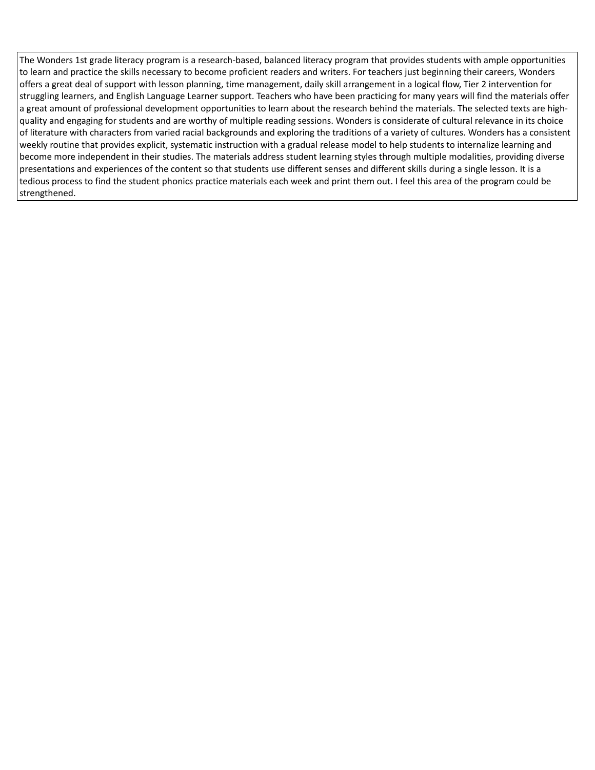The Wonders 1st grade literacy program is a research-based, balanced literacy program that provides students with ample opportunities to learn and practice the skills necessary to become proficient readers and writers. For teachers just beginning their careers, Wonders offers a great deal of support with lesson planning, time management, daily skill arrangement in a logical flow, Tier 2 intervention for struggling learners, and English Language Learner support. Teachers who have been practicing for many years will find the materials offer a great amount of professional development opportunities to learn about the research behind the materials. The selected texts are high-quality and engaging for students and are worthy of multiple reading sessions. Wonders is considerate of cultural relevance in its choice of literature with characters from varied racial backgrounds and exploring the traditions of a variety of cultures. Wonders has a consistent weekly routine that provides explicit, systematic instruction with a gradual release model to help students to internalize learning and become more independent in their studies. The materials address student learning styles through multiple modalities, providing diverse presentations and experiences of the content so that students use different senses and different skills during a single lesson. It is a tedious process to find the student phonics practice materials each week and print them out. I feel this area of the program could be strengthened.